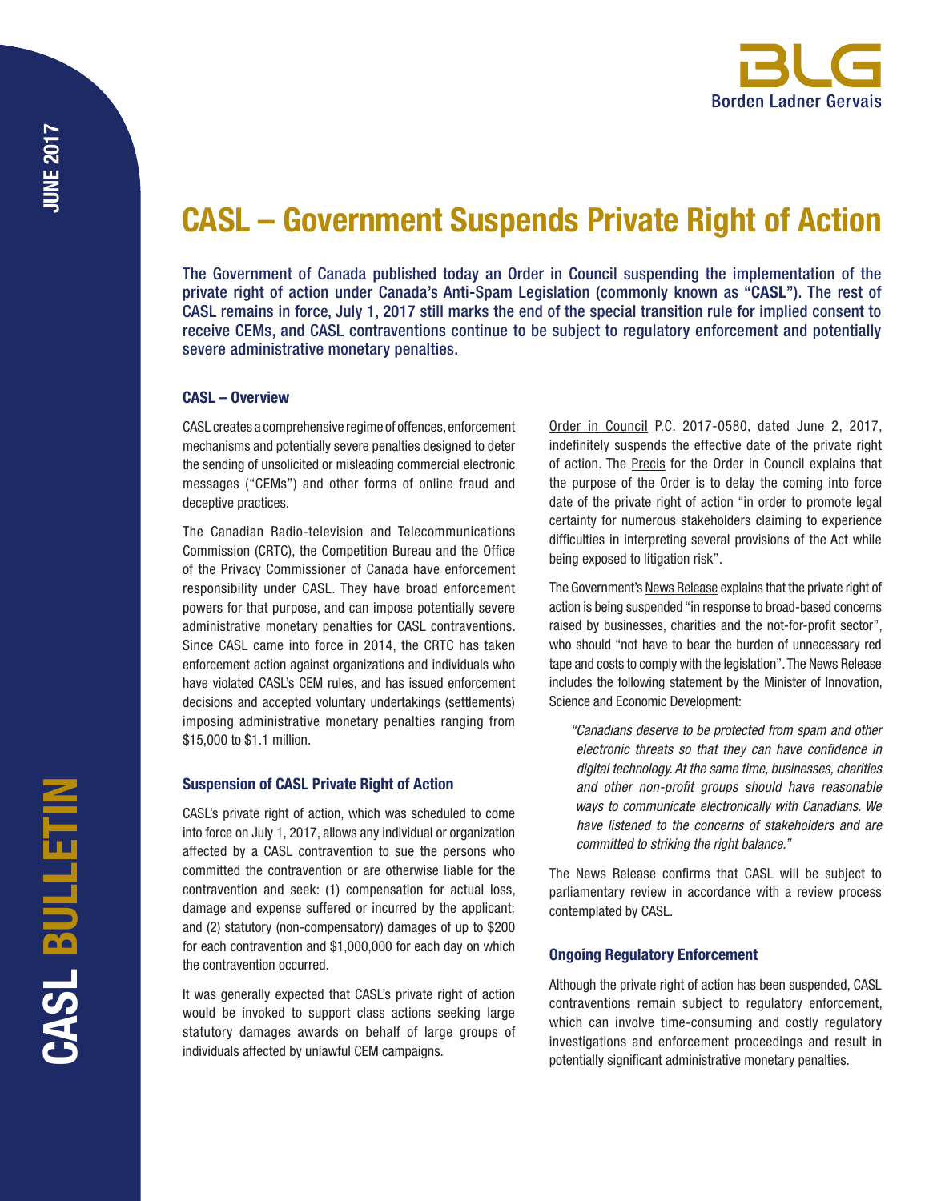# CASL – Government Suspends Private Right of Action

**The Government of Canada published today an Order in Council suspending the implementation of the private right of action under Canada's Anti-Spam Legislation (commonly known as "CASL"). The rest of CASL remains in force, July 1, 2017 still marks the end of the special transition rule for implied consent to receive CEMs, and CASL contraventions continue to be subject to regulatory enforcement and potentially severe administrative monetary penalties.**

### CASL – Overview

CASL creates a comprehensive regime of offences, enforcement mechanisms and potentially severe penalties designed to deter the sending of unsolicited or misleading commercial electronic messages ("CEMs") and other forms of online fraud and deceptive practices.

The Canadian Radio-television and Telecommunications Commission (CRTC), the Competition Bureau and the Office of the Privacy Commissioner of Canada have enforcement responsibility under CASL. They have broad enforcement powers for that purpose, and can impose potentially severe administrative monetary penalties for CASL contraventions. Since CASL came into force in 2014, the CRTC has taken enforcement action against organizations and individuals who have violated CASL's CEM rules, and has issued enforcement decisions and accepted voluntary undertakings (settlements) imposing administrative monetary penalties ranging from $15,000 to $1.1 million.

### Suspension of CASL Private Right of Action

CASL's private right of action, which was scheduled to come into force on July 1, 2017, allows any individual or organization affected by a CASL contravention to sue the persons who committed the contravention or are otherwise liable for the contravention and seek: (1) compensation for actual loss, damage and expense suffered or incurred by the applicant; and (2) statutory (non-compensatory) damages of up to $200 for each contravention and $1,000,000 for each day on which the contravention occurred.

It was generally expected that CASL's private right of action would be invoked to support class actions seeking large statutory damages awards on behalf of large groups of individuals affected by unlawful CEM campaigns.

Order in Council P.C. 2017-0580, dated June 2, 2017, indefinitely suspends the effective date of the private right of action. The Precis for the Order in Council explains that the purpose of the Order is to delay the coming into force date of the private right of action "in order to promote legal certainty for numerous stakeholders claiming to experience difficulties in interpreting several provisions of the Act while being exposed to litigation risk".

The Government's News Release explains that the private right of action is being suspended "in response to broad-based concerns raised by businesses, charities and the not-for-profit sector", who should "not have to bear the burden of unnecessary red tape and costs to comply with the legislation". The News Release includes the following statement by the Minister of Innovation, Science and Economic Development:

> *"Canadians deserve to be protected from spam and other electronic threats so that they can have confidence in digital technology. At the same time, businesses, charities and other non-profit groups should have reasonable ways to communicate electronically with Canadians. We have listened to the concerns of stakeholders and are committed to striking the right balance."*

The News Release confirms that CASL will be subject to parliamentary review in accordance with a review process contemplated by CASL.

### Ongoing Regulatory Enforcement

Although the private right of action has been suspended, CASL contraventions remain subject to regulatory enforcement, which can involve time-consuming and costly regulatory investigations and enforcement proceedings and result in potentially significant administrative monetary penalties.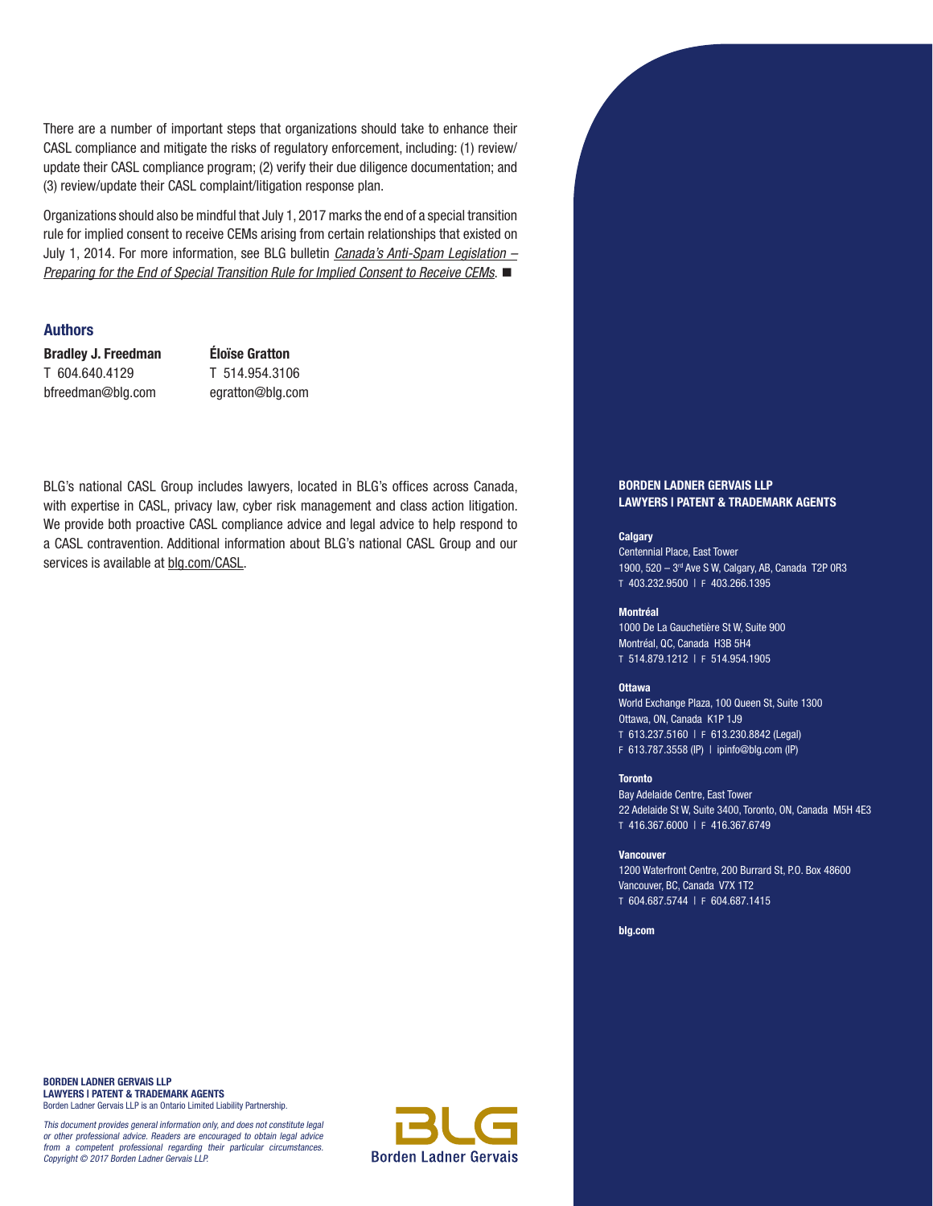There are a number of important steps that organizations should take to enhance their CASL compliance and mitigate the risks of regulatory enforcement, including: (1) review/update their CASL compliance program; (2) verify their due diligence documentation; and (3) review/update their CASL complaint/litigation response plan.

Organizations should also be mindful that July 1, 2017 marks the end of a special transition rule for implied consent to receive CEMs arising from certain relationships that existed on July 1, 2014. For more information, see BLG bulletin *Canada's Anti-Spam Legislation – Preparing for the End of Special Transition Rule for Implied Consent to Receive CEMs*. ■

## Authors

**Bradley J. Freedman**
T 604.640.4129
bfreedman@blg.com

**Éloïse Gratton**
T 514.954.3106
egratton@blg.com

BLG's national CASL Group includes lawyers, located in BLG's offices across Canada, with expertise in CASL, privacy law, cyber risk management and class action litigation. We provide both proactive CASL compliance advice and legal advice to help respond to a CASL contravention. Additional information about BLG's national CASL Group and our services is available at blg.com/CASL.

**BORDEN LADNER GERVAIS LLP**
**LAWYERS | PATENT & TRADEMARK AGENTS**

**Calgary**
Centennial Place, East Tower
1900, 520 – 3rd Ave S W, Calgary, AB, Canada T2P 0R3
T 403.232.9500 | F 403.266.1395

**Montréal**
1000 De La Gauchetière St W, Suite 900
Montréal, QC, Canada H3B 5H4
T 514.879.1212 | F 514.954.1905

**Ottawa**
World Exchange Plaza, 100 Queen St, Suite 1300
Ottawa, ON, Canada K1P 1J9
T 613.237.5160 | F 613.230.8842 (Legal)
F 613.787.3558 (IP) | ipinfo@blg.com (IP)

**Toronto**
Bay Adelaide Centre, East Tower
22 Adelaide St W, Suite 3400, Toronto, ON, Canada M5H 4E3
T 416.367.6000 | F 416.367.6749

**Vancouver**
1200 Waterfront Centre, 200 Burrard St, P.O. Box 48600
Vancouver, BC, Canada V7X 1T2
T 604.687.5744 | F 604.687.1415

**blg.com**

**BORDEN LADNER GERVAIS LLP**
**LAWYERS | PATENT & TRADEMARK AGENTS**
Borden Ladner Gervais LLP is an Ontario Limited Liability Partnership.

*This document provides general information only, and does not constitute legal or other professional advice. Readers are encouraged to obtain legal advice from a competent professional regarding their particular circumstances. Copyright © 2017 Borden Ladner Gervais LLP.*

BLG
Borden Ladner Gervais